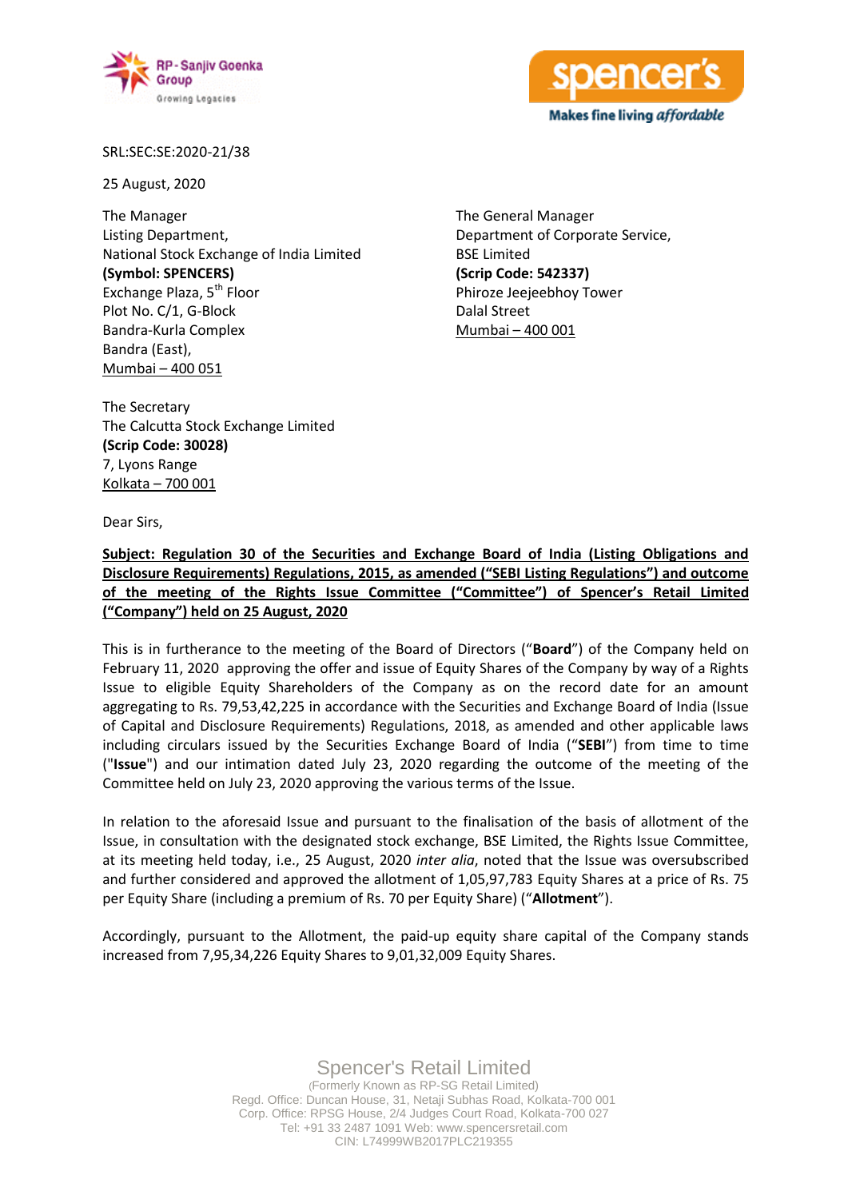SRL:SEC:SE:2020-21/38

25 August, 2020

The Manager
Listing Department,
National Stock Exchange of India Limited
**(Symbol: SPENCERS)**
Exchange Plaza, 5th Floor
Plot No. C/1, G-Block
Bandra-Kurla Complex
Bandra (East),
Mumbai – 400 051

The General Manager
Department of Corporate Service,
BSE Limited
**(Scrip Code: 542337)**
Phiroze Jeejeebhoy Tower
Dalal Street
Mumbai – 400 001

The Secretary
The Calcutta Stock Exchange Limited
**(Scrip Code: 30028)**
7, Lyons Range
Kolkata – 700 001

Dear Sirs,

**Subject: Regulation 30 of the Securities and Exchange Board of India (Listing Obligations and Disclosure Requirements) Regulations, 2015, as amended ("SEBI Listing Regulations") and outcome of the meeting of the Rights Issue Committee ("Committee") of Spencer's Retail Limited ("Company") held on 25 August, 2020**

This is in furtherance to the meeting of the Board of Directors ("**Board**") of the Company held on February 11, 2020 approving the offer and issue of Equity Shares of the Company by way of a Rights Issue to eligible Equity Shareholders of the Company as on the record date for an amount aggregating to Rs. 79,53,42,225 in accordance with the Securities and Exchange Board of India (Issue of Capital and Disclosure Requirements) Regulations, 2018, as amended and other applicable laws including circulars issued by the Securities Exchange Board of India ("**SEBI**") from time to time ("**Issue**") and our intimation dated July 23, 2020 regarding the outcome of the meeting of the Committee held on July 23, 2020 approving the various terms of the Issue.

In relation to the aforesaid Issue and pursuant to the finalisation of the basis of allotment of the Issue, in consultation with the designated stock exchange, BSE Limited, the Rights Issue Committee, at its meeting held today, i.e., 25 August, 2020 *inter alia*, noted that the Issue was oversubscribed and further considered and approved the allotment of 1,05,97,783 Equity Shares at a price of Rs. 75 per Equity Share (including a premium of Rs. 70 per Equity Share) ("**Allotment**").

Accordingly, pursuant to the Allotment, the paid-up equity share capital of the Company stands increased from 7,95,34,226 Equity Shares to 9,01,32,009 Equity Shares.

Spencer's Retail Limited
(Formerly Known as RP-SG Retail Limited)
Regd. Office: Duncan House, 31, Netaji Subhas Road, Kolkata-700 001
Corp. Office: RPSG House, 2/4 Judges Court Road, Kolkata-700 027
Tel: +91 33 2487 1091 Web: www.spencersretail.com
CIN: L74999WB2017PLC219355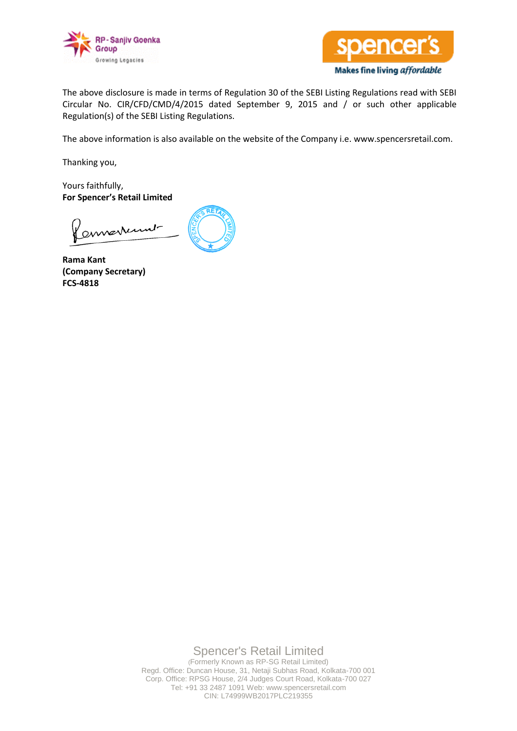The above disclosure is made in terms of Regulation 30 of the SEBI Listing Regulations read with SEBI Circular No. CIR/CFD/CMD/4/2015 dated September 9, 2015 and / or such other applicable Regulation(s) of the SEBI Listing Regulations.

The above information is also available on the website of the Company i.e. www.spencersretail.com.

Thanking you,

Yours faithfully,
**For Spencer's Retail Limited**

**Rama Kant**
**(Company Secretary)**
**FCS-4818**

Spencer's Retail Limited
(Formerly Known as RP-SG Retail Limited)
Regd. Office: Duncan House, 31, Netaji Subhas Road, Kolkata-700 001
Corp. Office: RPSG House, 2/4 Judges Court Road, Kolkata-700 027
Tel: +91 33 2487 1091 Web: www.spencersretail.com
CIN: L74999WB2017PLC219355